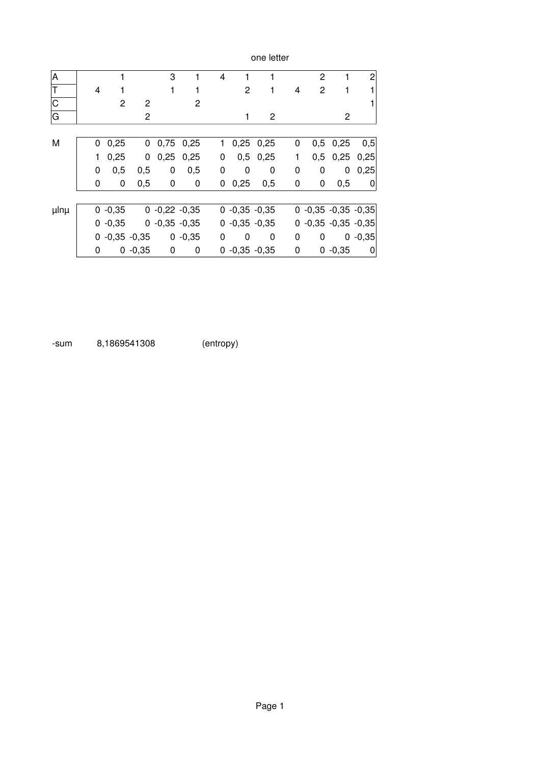one letter

| | | | | | | | | | | | | |
|---|---|---|---|---|---|---|---|---|---|---|---|---|
| A | | 1 | | 3 | 1 | 4 | 1 | 1 | | 2 | 1 | 2 |
| T | 4 | 1 | | 1 | 1 | | 2 | 1 | 4 | 2 | 1 | 1 |
| C | | 2 | 2 | | 2 | | | | | | | 1 |
| G | | | 2 | | | | 1 | 2 | | | 2 | |

| | | | | | | | | | | | | |
|---|---|---|---|---|---|---|---|---|---|---|---|---|
| M | 0 | 0,25 | 0 | 0,75 | 0,25 | 1 | 0,25 | 0,25 | 0 | 0,5 | 0,25 | 0,5 |
| | 1 | 0,25 | 0 | 0,25 | 0,25 | 0 | 0,5 | 0,25 | 1 | 0,5 | 0,25 | 0,25 |
| | 0 | 0,5 | 0,5 | 0 | 0,5 | 0 | 0 | 0 | 0 | 0 | 0 | 0,25 |
| | 0 | 0 | 0,5 | 0 | 0 | 0 | 0,25 | 0,5 | 0 | 0 | 0,5 | 0 |

| | | | | | | | | | | | | |
|---|---|---|---|---|---|---|---|---|---|---|---|---|
| μlnμ | 0 | -0,35 | 0 | -0,22 | -0,35 | 0 | -0,35 | -0,35 | 0 | -0,35 | -0,35 | -0,35 |
| | 0 | -0,35 | 0 | -0,35 | -0,35 | 0 | -0,35 | -0,35 | 0 | -0,35 | -0,35 | -0,35 |
| | 0 | -0,35 | -0,35 | 0 | -0,35 | 0 | 0 | 0 | 0 | 0 | 0 | -0,35 |
| | 0 | 0 | -0,35 | 0 | 0 | 0 | -0,35 | -0,35 | 0 | 0 | -0,35 | 0 |

-sum 8,1869541308 (entropy)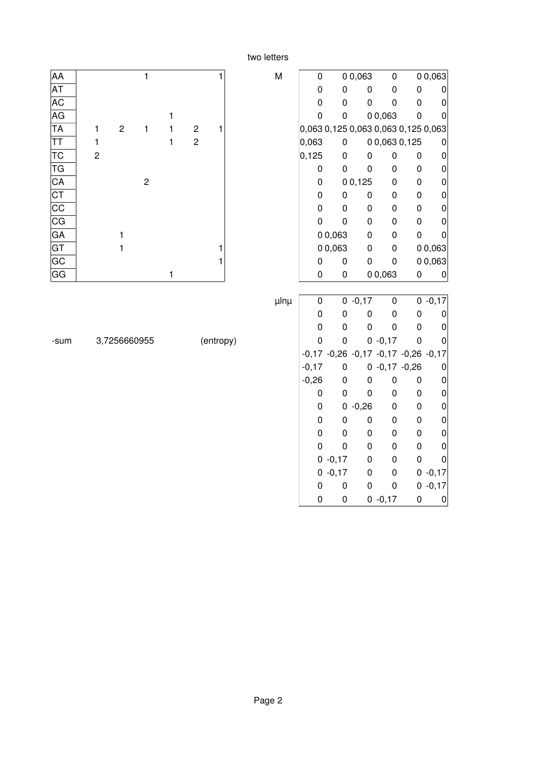two letters

| | | | | | | |
|---|---|---|---|---|---|---|
| AA | | | 1 | | | 1 |
| AT | | | | | | |
| AC | | | | | | |
| AG | | | | 1 | | |
| TA | 1 | 2 | 1 | 1 | 2 | 1 |
| TT | 1 | | | 1 | 2 | |
| TC | 2 | | | | | |
| TG | | | | | | |
| CA | | | 2 | | | |
| CT | | | | | | |
| CC | | | | | | |
| CG | | | | | | |
| GA | | 1 | | | | |
| GT | | 1 | | | | 1 |
| GC | | | | | | 1 |
| GG | | | | 1 | | |

M

| | | | | | |
|---|---|---|---|---|---|
| 0 | 0 | 0,063 | 0 | 0 | 0,063 |
| 0 | 0 | 0 | 0 | 0 | 0 |
| 0 | 0 | 0 | 0 | 0 | 0 |
| 0 | 0 | 0 | 0,063 | 0 | 0 |
| 0,063 | 0,125 | 0,063 | 0,063 | 0,125 | 0,063 |
| 0,063 | 0 | 0 | 0,063 | 0,125 | 0 |
| 0,125 | 0 | 0 | 0 | 0 | 0 |
| 0 | 0 | 0 | 0 | 0 | 0 |
| 0 | 0 | 0,125 | 0 | 0 | 0 |
| 0 | 0 | 0 | 0 | 0 | 0 |
| 0 | 0 | 0 | 0 | 0 | 0 |
| 0 | 0 | 0 | 0 | 0 | 0 |
| 0 | 0,063 | 0 | 0 | 0 | 0 |
| 0 | 0,063 | 0 | 0 | 0 | 0,063 |
| 0 | 0 | 0 | 0 | 0 | 0,063 |
| 0 | 0 | 0 | 0,063 | 0 | 0 |

μlnμ

| | | | | | |
|---|---|---|---|---|---|
| 0 | 0 | -0,17 | 0 | 0 | -0,17 |
| 0 | 0 | 0 | 0 | 0 | 0 |
| 0 | 0 | 0 | 0 | 0 | 0 |
| 0 | 0 | 0 | -0,17 | 0 | 0 |
| -0,17 | -0,26 | -0,17 | -0,17 | -0,26 | -0,17 |
| -0,17 | 0 | 0 | -0,17 | -0,26 | 0 |
| -0,26 | 0 | 0 | 0 | 0 | 0 |
| 0 | 0 | 0 | 0 | 0 | 0 |
| 0 | 0 | -0,26 | 0 | 0 | 0 |
| 0 | 0 | 0 | 0 | 0 | 0 |
| 0 | 0 | 0 | 0 | 0 | 0 |
| 0 | 0 | 0 | 0 | 0 | 0 |
| 0 | -0,17 | 0 | 0 | 0 | 0 |
| 0 | -0,17 | 0 | 0 | 0 | -0,17 |
| 0 | 0 | 0 | 0 | 0 | -0,17 |
| 0 | 0 | 0 | -0,17 | 0 | 0 |

-sum 3,7256660955 (entropy)